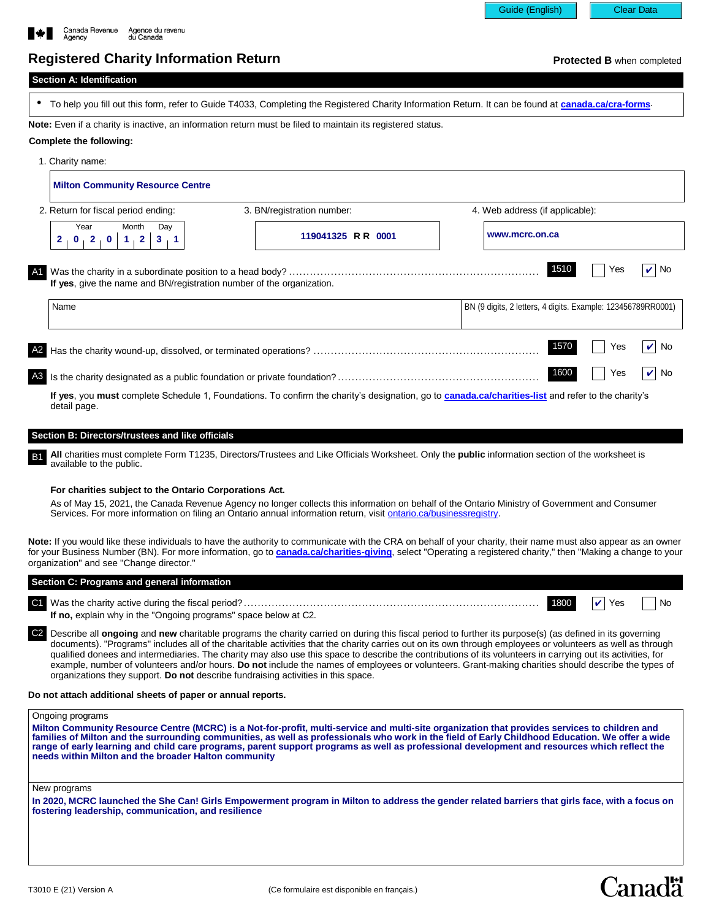Canada Revenue Agency / Agence du revenu du Canada

# Registered Charity Information Return

**Protected B** when completed

## Section A: Identification

- To help you fill out this form, refer to Guide T4033, Completing the Registered Charity Information Return. It can be found at **canada.ca/cra-forms**.

**Note:** Even if a charity is inactive, an information return must be filed to maintain its registered status.

**Complete the following:**

1. Charity name:

**Milton Community Resource Centre**

2. Return for fiscal period ending:

| Year | Month | Day |
|---|---|---|
| 2020 | 12 | 31 |

3. BN/registration number: **119041325 RR 0001**

4. Web address (if applicable): **www.mcrc.on.ca**

**A1** Was the charity in a subordinate position to a head body? ........ 1510 ☐ Yes ☑ No
**If yes**, give the name and BN/registration number of the organization.

| Name | BN (9 digits, 2 letters, 4 digits. Example: 123456789RR0001) |
|---|---|
| | |

**A2** Has the charity wound-up, dissolved, or terminated operations? ........ 1570 ☐ Yes ☑ No

**A3** Is the charity designated as a public foundation or private foundation? ........ 1600 ☐ Yes ☑ No

**If yes**, you **must** complete Schedule 1, Foundations. To confirm the charity's designation, go to **canada.ca/charities-list** and refer to the charity's detail page.

## Section B: Directors/trustees and like officials

**B1** **All** charities must complete Form T1235, Directors/Trustees and Like Officials Worksheet. Only the **public** information section of the worksheet is available to the public.

**For charities subject to the Ontario Corporations Act.**

As of May 15, 2021, the Canada Revenue Agency no longer collects this information on behalf of the Ontario Ministry of Government and Consumer Services. For more information on filing an Ontario annual information return, visit ontario.ca/businessregistry.

**Note:** If you would like these individuals to have the authority to communicate with the CRA on behalf of your charity, their name must also appear as an owner for your Business Number (BN). For more information, go to **canada.ca/charities-giving**, select "Operating a registered charity," then "Making a change to your organization" and see "Change director."

## Section C: Programs and general information

**C1** Was the charity active during the fiscal period? ........ 1800 ☑ Yes ☐ No
**If no,** explain why in the "Ongoing programs" space below at C2.

**C2** Describe all **ongoing** and **new** charitable programs the charity carried on during this fiscal period to further its purpose(s) (as defined in its governing documents). "Programs" includes all of the charitable activities that the charity carries out on its own through employees or volunteers as well as through qualified donees and intermediaries. The charity may also use this space to describe the contributions of its volunteers in carrying out its activities, for example, number of volunteers and/or hours. **Do not** include the names of employees or volunteers. Grant-making charities should describe the types of organizations they support. **Do not** describe fundraising activities in this space.

**Do not attach additional sheets of paper or annual reports.**

Ongoing programs

**Milton Community Resource Centre (MCRC) is a Not-for-profit, multi-service and multi-site organization that provides services to children and families of Milton and the surrounding communities, as well as professionals who work in the field of Early Childhood Education. We offer a wide range of early learning and child care programs, parent support programs as well as professional development and resources which reflect the needs within Milton and the broader Halton community**

New programs

**In 2020, MCRC launched the She Can! Girls Empowerment program in Milton to address the gender related barriers that girls face, with a focus on fostering leadership, communication, and resilience**

T3010 E (21) Version A (Ce formulaire est disponible en français.)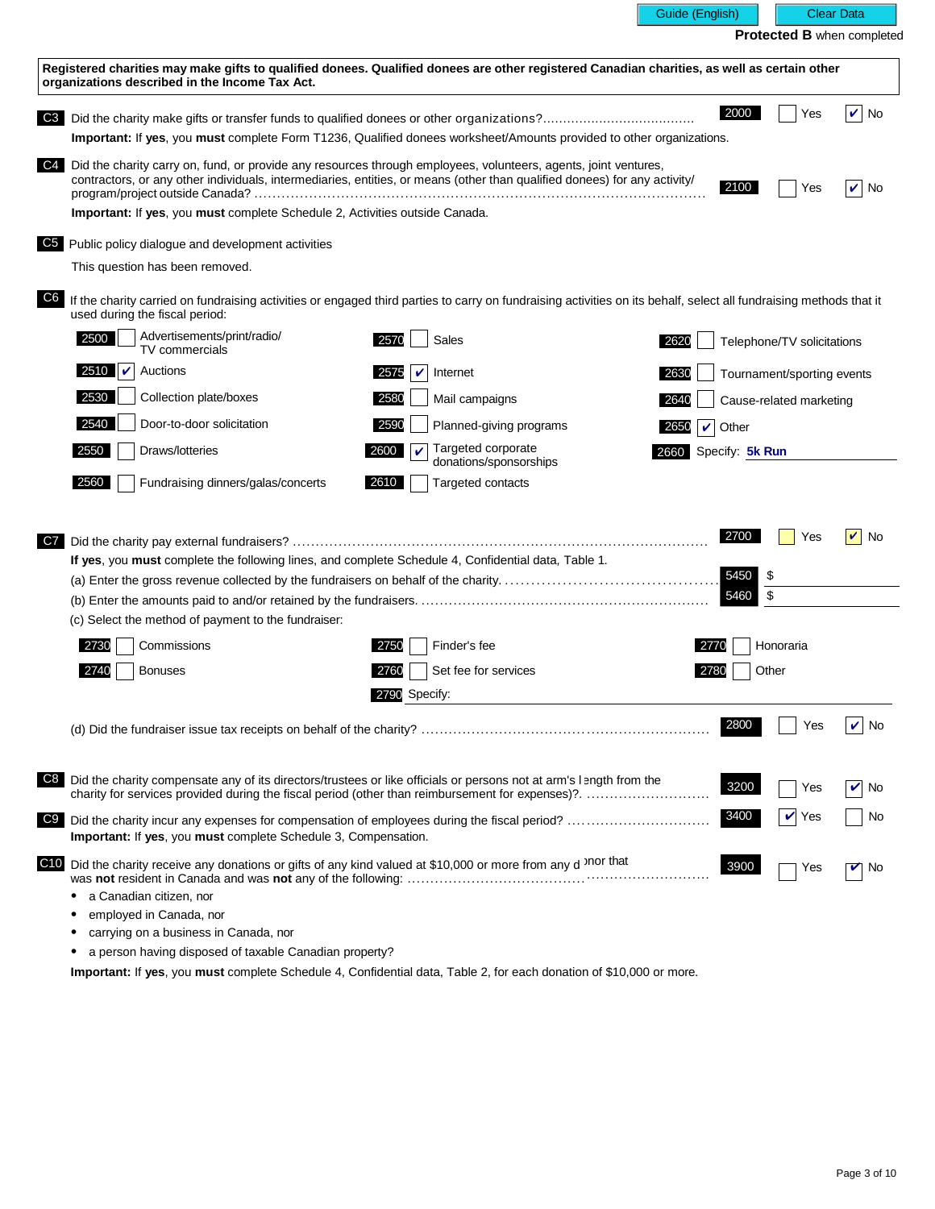Protected B when completed

**Registered charities may make gifts to qualified donees. Qualified donees are other registered Canadian charities, as well as certain other organizations described in the Income Tax Act.**

**C3** Did the charity make gifts or transfer funds to qualified donees or other organizations? ..... 2000 ☐ Yes ☑ No

**Important:** If **yes**, you **must** complete Form T1236, Qualified donees worksheet/Amounts provided to other organizations.

**C4** Did the charity carry on, fund, or provide any resources through employees, volunteers, agents, joint ventures, contractors, or any other individuals, intermediaries, entities, or means (other than qualified donees) for any activity/program/project outside Canada? ..... 2100 ☐ Yes ☑ No

**Important:** If **yes**, you **must** complete Schedule 2, Activities outside Canada.

**C5** Public policy dialogue and development activities

This question has been removed.

**C6** If the charity carried on fundraising activities or engaged third parties to carry on fundraising activities on its behalf, select all fundraising methods that it used during the fiscal period:

| | | |
|---|---|---|
| 2500 ☐ Advertisements/print/radio/TV commercials | 2570 ☐ Sales | 2620 ☐ Telephone/TV solicitations |
| 2510 ☑ Auctions | 2575 ☑ Internet | 2630 ☐ Tournament/sporting events |
| 2530 ☐ Collection plate/boxes | 2580 ☐ Mail campaigns | 2640 ☐ Cause-related marketing |
| 2540 ☐ Door-to-door solicitation | 2590 ☐ Planned-giving programs | 2650 ☑ Other |
| 2550 ☐ Draws/lotteries | 2600 ☑ Targeted corporate donations/sponsorships | 2660 Specify: **5k Run** |
| 2560 ☐ Fundraising dinners/galas/concerts | 2610 ☐ Targeted contacts | |

**C7** Did the charity pay external fundraisers? ..... 2700 ☐ Yes ☑ No

**If yes**, you **must** complete the following lines, and complete Schedule 4, Confidential data, Table 1.

(a) Enter the gross revenue collected by the fundraisers on behalf of the charity. ..... 5450 $

(b) Enter the amounts paid to and/or retained by the fundraisers. ..... 5460 $

(c) Select the method of payment to the fundraiser:

| | | |
|---|---|---|
| 2730 ☐ Commissions | 2750 ☐ Finder's fee | 2770 ☐ Honoraria |
| 2740 ☐ Bonuses | 2760 ☐ Set fee for services | 2780 ☐ Other |
| | 2790 Specify: | |

(d) Did the fundraiser issue tax receipts on behalf of the charity? ..... 2800 ☐ Yes ☑ No

**C8** Did the charity compensate any of its directors/trustees or like officials or persons not at arm's length from the charity for services provided during the fiscal period (other than reimbursement for expenses)? ..... 3200 ☐ Yes ☑ No

**C9** Did the charity incur any expenses for compensation of employees during the fiscal period? ..... 3400 ☑ Yes ☐ No

**Important:** If **yes**, you **must** complete Schedule 3, Compensation.

**C10** Did the charity receive any donations or gifts of any kind valued at $10,000 or more from any donor that was **not** resident in Canada and was **not** any of the following: ..... 3900 ☐ Yes ☑ No

- a Canadian citizen, nor
- employed in Canada, nor
- carrying on a business in Canada, nor
- a person having disposed of taxable Canadian property?

**Important:** If **yes**, you **must** complete Schedule 4, Confidential data, Table 2, for each donation of $10,000 or more.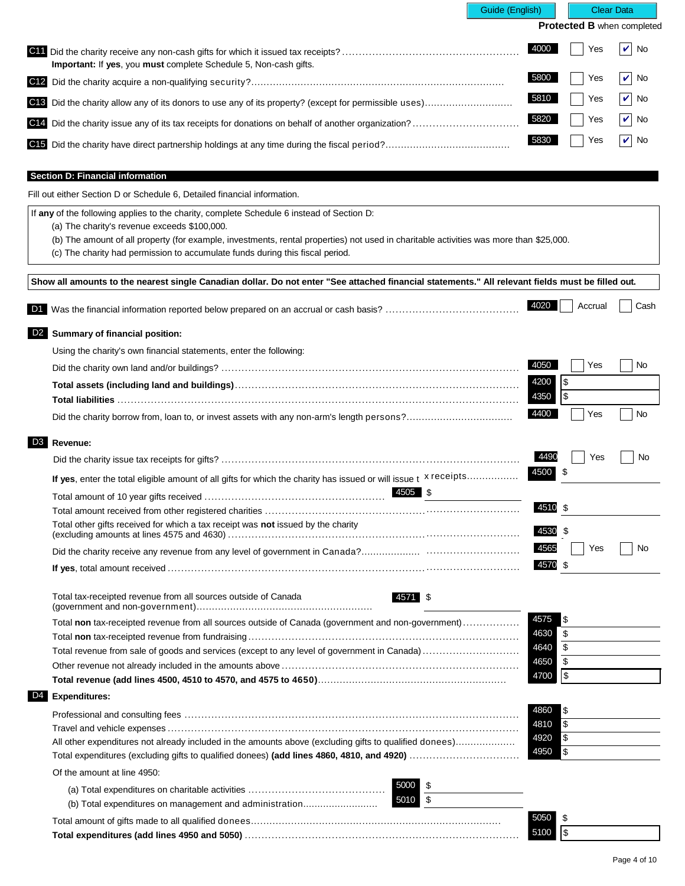Guide (English) | Clear Data

**Protected B** when completed

| Question | Line | Yes | No |
|---|---|---|---|
| C11 Did the charity receive any non-cash gifts for which it issued tax receipts? **Important:** If **yes**, you **must** complete Schedule 5, Non-cash gifts. | 4000 | ☐ | ☑ |
| C12 Did the charity acquire a non-qualifying security? | 5800 | ☐ | ☑ |
| C13 Did the charity allow any of its donors to use any of its property? (except for permissible uses) | 5810 | ☐ | ☑ |
| C14 Did the charity issue any of its tax receipts for donations on behalf of another organization? | 5820 | ☐ | ☑ |
| C15 Did the charity have direct partnership holdings at any time during the fiscal period? | 5830 | ☐ | ☑ |

## Section D: Financial information

Fill out either Section D or Schedule 6, Detailed financial information.

If **any** of the following applies to the charity, complete Schedule 6 instead of Section D:

(a) The charity's revenue exceeds $100,000.
(b) The amount of all property (for example, investments, rental properties) not used in charitable activities was more than $25,000.
(c) The charity had permission to accumulate funds during this fiscal period.

**Show all amounts to the nearest single Canadian dollar. Do not enter "See attached financial statements." All relevant fields must be filled out.**

**D1** Was the financial information reported below prepared on an accrual or cash basis? 4020 ☐ Accrual ☐ Cash

**D2 Summary of financial position:**

Using the charity's own financial statements, enter the following:

| Item | Line | Amount / Answer |
|---|---|---|
| Did the charity own land and/or buildings? | 4050 | ☐ Yes ☐ No |
| **Total assets (including land and buildings)** | 4200 | $ |
| **Total liabilities** | 4350 | $ |
| Did the charity borrow from, loan to, or invest assets with any non-arm's length persons? | 4400 | ☐ Yes ☐ No |

**D3 Revenue:**

| Item | Line | Amount / Answer |
|---|---|---|
| Did the charity issue tax receipts for gifts? | 4490 | ☐ Yes ☐ No |
| **If yes**, enter the total eligible amount of all gifts for which the charity has issued or will issue tax receipts | 4500 | $ |
| Total amount of 10 year gifts received | 4505 | $ |
| Total amount received from other registered charities | 4510 | $ |
| Total other gifts received for which a tax receipt was **not** issued by the charity (excluding amounts at lines 4575 and 4630) | 4530 | $ |
| Did the charity receive any revenue from any level of government in Canada? | 4565 | ☐ Yes ☐ No |
| **If yes**, total amount received | 4570 | $ |
| Total tax-receipted revenue from all sources outside of Canada (government and non-government) | 4571 | $ |
| Total **non** tax-receipted revenue from all sources outside of Canada (government and non-government) | 4575 | $ |
| Total **non** tax-receipted revenue from fundraising | 4630 | $ |
| Total revenue from sale of goods and services (except to any level of government in Canada) | 4640 | $ |
| Other revenue not already included in the amounts above | 4650 | $ |
| **Total revenue (add lines 4500, 4510 to 4570, and 4575 to 4650)** | 4700 | $ |

**D4 Expenditures:**

| Item | Line | Amount |
|---|---|---|
| Professional and consulting fees | 4860 | $ |
| Travel and vehicle expenses | 4810 | $ |
| All other expenditures not already included in the amounts above (excluding gifts to qualified donees) | 4920 | $ |
| Total expenditures (excluding gifts to qualified donees) **(add lines 4860, 4810, and 4920)** | 4950 | $ |

Of the amount at line 4950:

| Item | Line | Amount |
|---|---|---|
| (a) Total expenditures on charitable activities | 5000 | $ |
| (b) Total expenditures on management and administration | 5010 | $ |

| Item | Line | Amount |
|---|---|---|
| Total amount of gifts made to all qualified donees | 5050 | $ |
| **Total expenditures (add lines 4950 and 5050)** | 5100 | $ |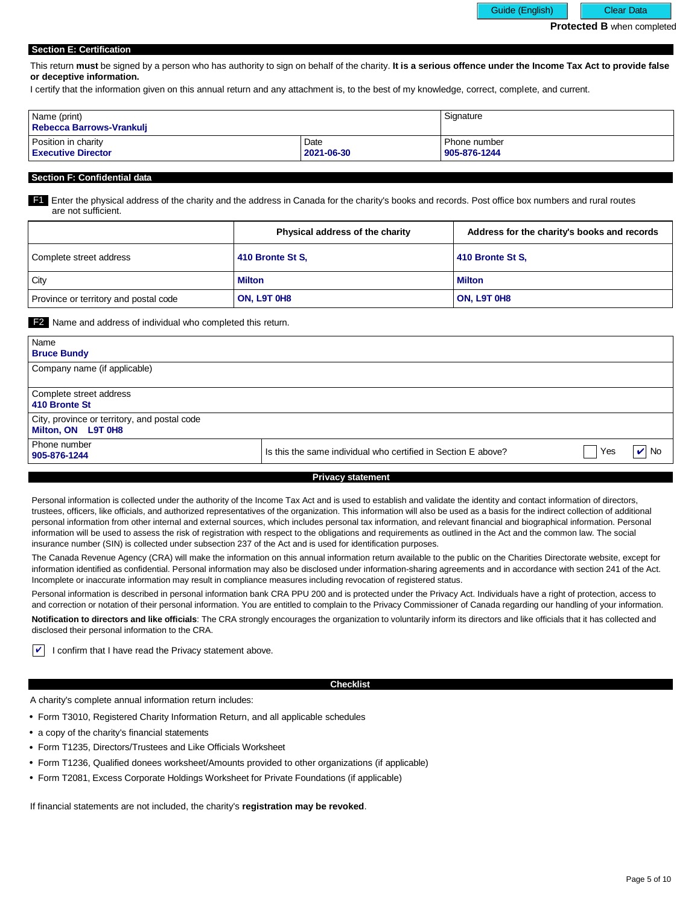Protected B when completed

## Section E: Certification

This return **must** be signed by a person who has authority to sign on behalf of the charity. **It is a serious offence under the Income Tax Act to provide false or deceptive information.**

I certify that the information given on this annual return and any attachment is, to the best of my knowledge, correct, complete, and current.

| Name (print) | | Signature |
|---|---|---|
| **Rebecca Barrows-Vrankulj** | | |
| Position in charity: **Executive Director** | Date: **2021-06-30** | Phone number: **905-876-1244** |

## Section F: Confidential data

**F1** Enter the physical address of the charity and the address in Canada for the charity's books and records. Post office box numbers and rural routes are not sufficient.

| | Physical address of the charity | Address for the charity's books and records |
|---|---|---|
| Complete street address | **410 Bronte St S,** | **410 Bronte St S,** |
| City | **Milton** | **Milton** |
| Province or territory and postal code | **ON, L9T 0H8** | **ON, L9T 0H8** |

**F2** Name and address of individual who completed this return.

| | |
|---|---|
| Name: **Bruce Bundy** | |
| Company name (if applicable): | |
| Complete street address: **410 Bronte St** | |
| City, province or territory, and postal code: **Milton, ON L9T 0H8** | |
| Phone number: **905-876-1244** | Is this the same individual who certified in Section E above? ☐ Yes ☑ No |

## Privacy statement

Personal information is collected under the authority of the Income Tax Act and is used to establish and validate the identity and contact information of directors, trustees, officers, like officials, and authorized representatives of the organization. This information will also be used as a basis for the indirect collection of additional personal information from other internal and external sources, which includes personal tax information, and relevant financial and biographical information. Personal information will be used to assess the risk of registration with respect to the obligations and requirements as outlined in the Act and the common law. The social insurance number (SIN) is collected under subsection 237 of the Act and is used for identification purposes.

The Canada Revenue Agency (CRA) will make the information on this annual information return available to the public on the Charities Directorate website, except for information identified as confidential. Personal information may also be disclosed under information-sharing agreements and in accordance with section 241 of the Act. Incomplete or inaccurate information may result in compliance measures including revocation of registered status.

Personal information is described in personal information bank CRA PPU 200 and is protected under the Privacy Act. Individuals have a right of protection, access to and correction or notation of their personal information. You are entitled to complain to the Privacy Commissioner of Canada regarding our handling of your information.

**Notification to directors and like officials**: The CRA strongly encourages the organization to voluntarily inform its directors and like officials that it has collected and disclosed their personal information to the CRA.

☑ I confirm that I have read the Privacy statement above.

## Checklist

A charity's complete annual information return includes:

- Form T3010, Registered Charity Information Return, and all applicable schedules
- a copy of the charity's financial statements
- Form T1235, Directors/Trustees and Like Officials Worksheet
- Form T1236, Qualified donees worksheet/Amounts provided to other organizations (if applicable)
- Form T2081, Excess Corporate Holdings Worksheet for Private Foundations (if applicable)

If financial statements are not included, the charity's **registration may be revoked**.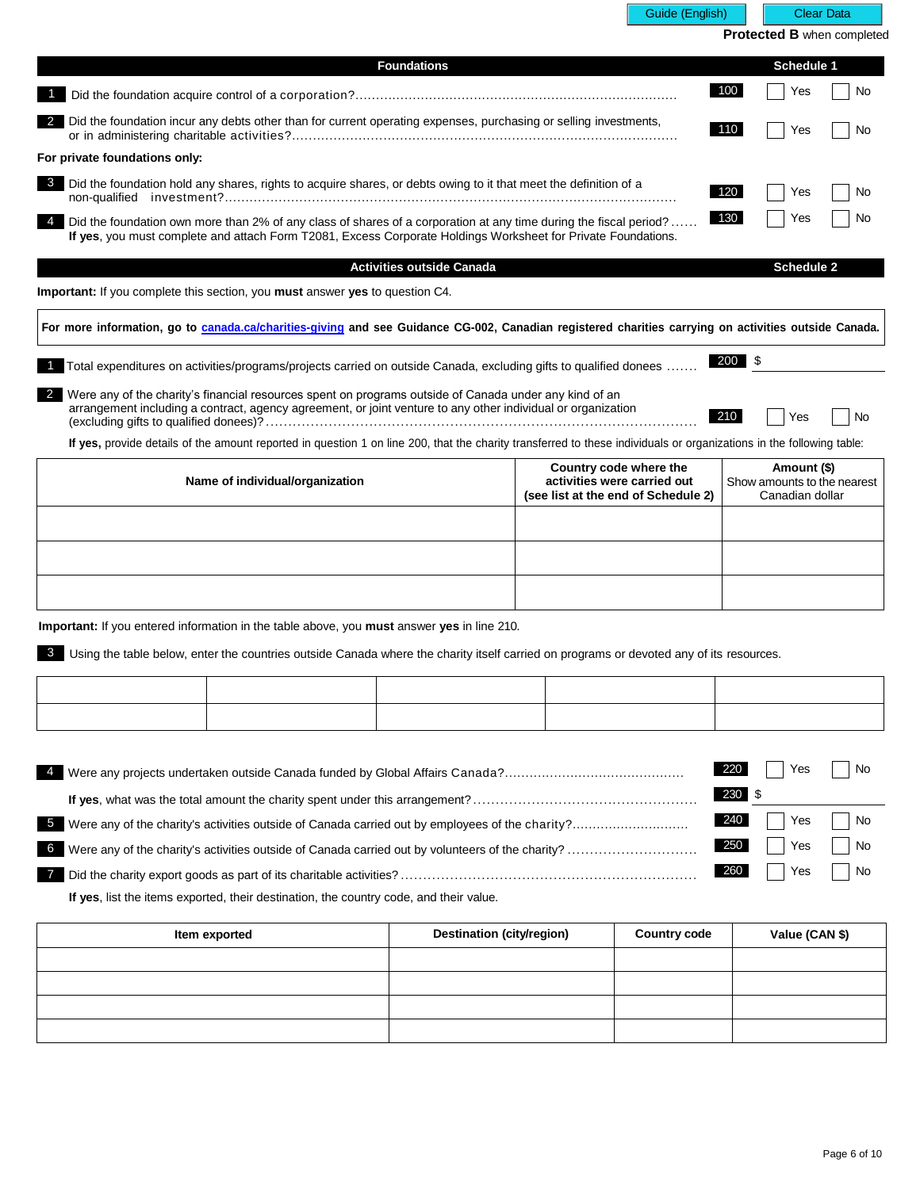Guide (English) | Clear Data

**Protected B** when completed

## Foundations — Schedule 1

1 Did the foundation acquire control of a corporation? ..... 100 ☐ Yes ☐ No

2 Did the foundation incur any debts other than for current operating expenses, purchasing or selling investments, or in administering charitable activities? ..... 110 ☐ Yes ☐ No

**For private foundations only:**

3 Did the foundation hold any shares, rights to acquire shares, or debts owing to it that meet the definition of a non-qualified investment? ..... 120 ☐ Yes ☐ No

4 Did the foundation own more than 2% of any class of shares of a corporation at any time during the fiscal period? ..... 130 ☐ Yes ☐ No
**If yes**, you must complete and attach Form T2081, Excess Corporate Holdings Worksheet for Private Foundations.

## Activities outside Canada — Schedule 2

**Important:** If you complete this section, you **must** answer **yes** to question C4.

**For more information, go to canada.ca/charities-giving and see Guidance CG-002, Canadian registered charities carrying on activities outside Canada.**

1 Total expenditures on activities/programs/projects carried on outside Canada, excluding gifts to qualified donees ..... 200 $

2 Were any of the charity's financial resources spent on programs outside of Canada under any kind of an arrangement including a contract, agency agreement, or joint venture to any other individual or organization (excluding gifts to qualified donees)? ..... 210 ☐ Yes ☐ No

**If yes,** provide details of the amount reported in question 1 on line 200, that the charity transferred to these individuals or organizations in the following table:

| Name of individual/organization | Country code where the activities were carried out (see list at the end of Schedule 2) | Amount ($) Show amounts to the nearest Canadian dollar |
|---|---|---|
| | | |
| | | |
| | | |

**Important:** If you entered information in the table above, you **must** answer **yes** in line 210.

3 Using the table below, enter the countries outside Canada where the charity itself carried on programs or devoted any of its resources.

| | | | | |
|---|---|---|---|---|
| | | | | |
| | | | | |

4 Were any projects undertaken outside Canada funded by Global Affairs Canada? ..... 220 ☐ Yes ☐ No

**If yes**, what was the total amount the charity spent under this arrangement? ..... 230 $

5 Were any of the charity's activities outside of Canada carried out by employees of the charity? ..... 240 ☐ Yes ☐ No

6 Were any of the charity's activities outside of Canada carried out by volunteers of the charity? ..... 250 ☐ Yes ☐ No

7 Did the charity export goods as part of its charitable activities? ..... 260 ☐ Yes ☐ No

**If yes**, list the items exported, their destination, the country code, and their value.

| Item exported | Destination (city/region) | Country code | Value (CAN $) |
|---|---|---|---|
| | | | |
| | | | |
| | | | |
| | | | |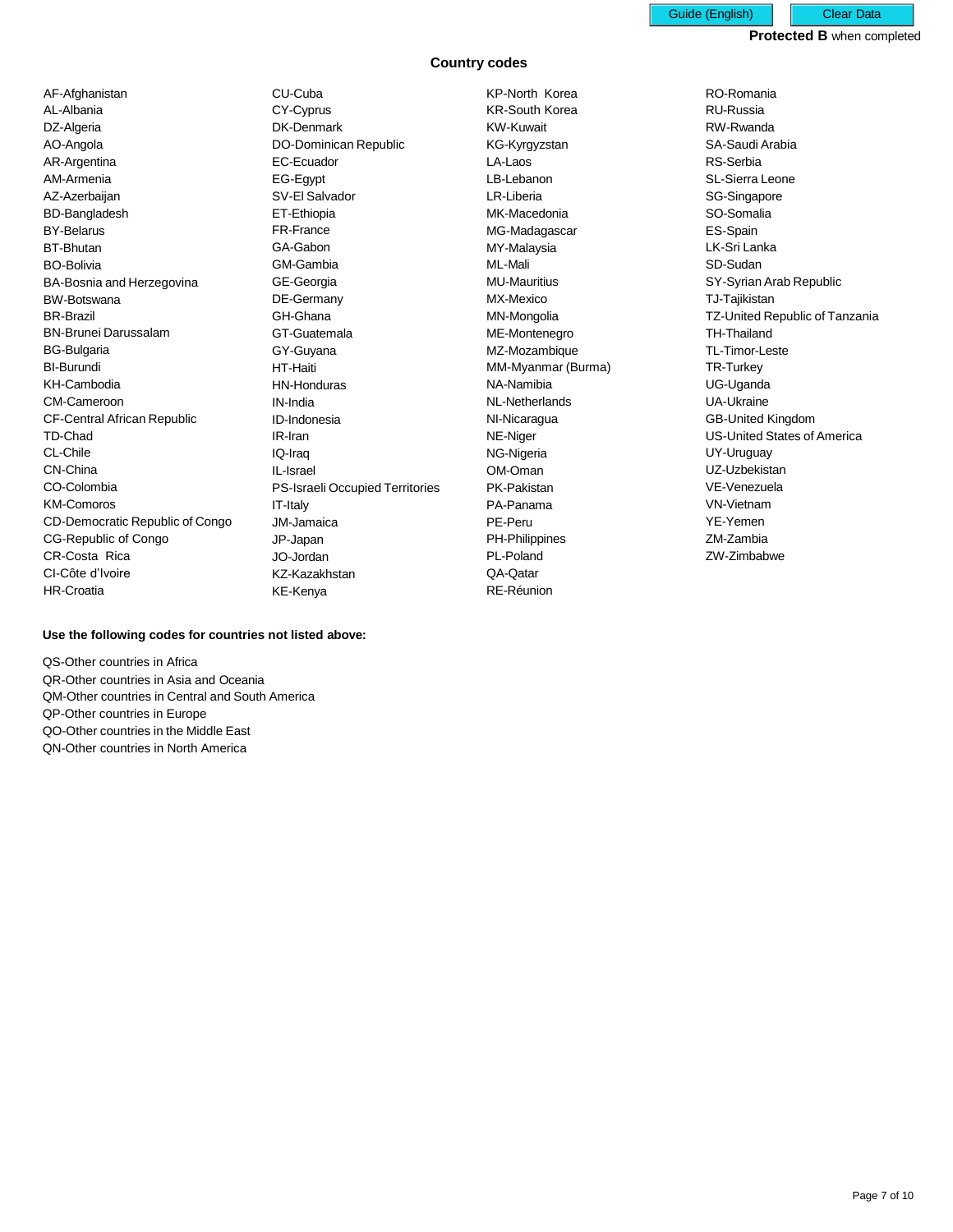Protected B when completed

## Country codes

AF-Afghanistan
AL-Albania
DZ-Algeria
AO-Angola
AR-Argentina
AM-Armenia
AZ-Azerbaijan
BD-Bangladesh
BY-Belarus
BT-Bhutan
BO-Bolivia
BA-Bosnia and Herzegovina
BW-Botswana
BR-Brazil
BN-Brunei Darussalam
BG-Bulgaria
BI-Burundi
KH-Cambodia
CM-Cameroon
CF-Central African Republic
TD-Chad
CL-Chile
CN-China
CO-Colombia
KM-Comoros
CD-Democratic Republic of Congo
CG-Republic of Congo
CR-Costa Rica
CI-Côte d'Ivoire
HR-Croatia
CU-Cuba
CY-Cyprus
DK-Denmark
DO-Dominican Republic
EC-Ecuador
EG-Egypt
SV-El Salvador
ET-Ethiopia
FR-France
GA-Gabon
GM-Gambia
GE-Georgia
DE-Germany
GH-Ghana
GT-Guatemala
GY-Guyana
HT-Haiti
HN-Honduras
IN-India
ID-Indonesia
IR-Iran
IQ-Iraq
IL-Israel
PS-Israeli Occupied Territories
IT-Italy
JM-Jamaica
JP-Japan
JO-Jordan
KZ-Kazakhstan
KE-Kenya
KP-North Korea
KR-South Korea
KW-Kuwait
KG-Kyrgyzstan
LA-Laos
LB-Lebanon
LR-Liberia
MK-Macedonia
MG-Madagascar
MY-Malaysia
ML-Mali
MU-Mauritius
MX-Mexico
MN-Mongolia
ME-Montenegro
MZ-Mozambique
MM-Myanmar (Burma)
NA-Namibia
NL-Netherlands
NI-Nicaragua
NE-Niger
NG-Nigeria
OM-Oman
PK-Pakistan
PA-Panama
PE-Peru
PH-Philippines
PL-Poland
QA-Qatar
RE-Réunion
RO-Romania
RU-Russia
RW-Rwanda
SA-Saudi Arabia
RS-Serbia
SL-Sierra Leone
SG-Singapore
SO-Somalia
ES-Spain
LK-Sri Lanka
SD-Sudan
SY-Syrian Arab Republic
TJ-Tajikistan
TZ-United Republic of Tanzania
TH-Thailand
TL-Timor-Leste
TR-Turkey
UG-Uganda
UA-Ukraine
GB-United Kingdom
US-United States of America
UY-Uruguay
UZ-Uzbekistan
VE-Venezuela
VN-Vietnam
YE-Yemen
ZM-Zambia
ZW-Zimbabwe

**Use the following codes for countries not listed above:**

QS-Other countries in Africa
QR-Other countries in Asia and Oceania
QM-Other countries in Central and South America
QP-Other countries in Europe
QO-Other countries in the Middle East
QN-Other countries in North America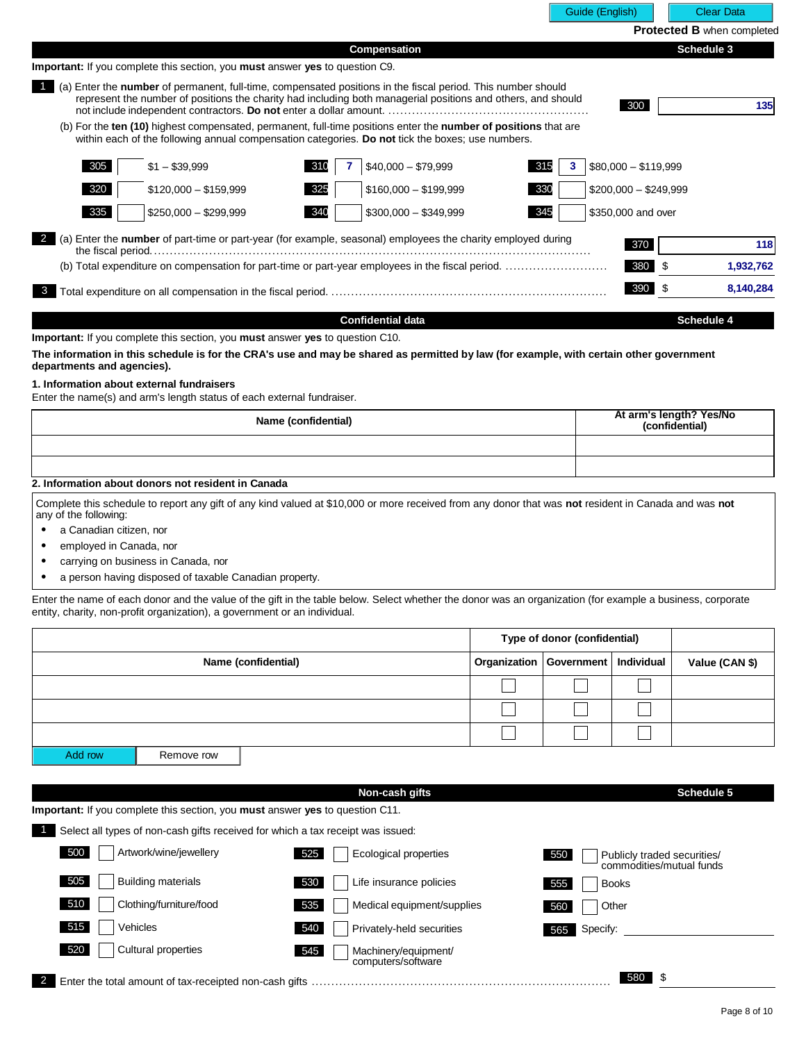Guide (English) | Clear Data

**Protected B** when completed

## Compensation — Schedule 3

**Important:** If you complete this section, you **must** answer **yes** to question C9.

**1** (a) Enter the **number** of permanent, full-time, compensated positions in the fiscal period. This number should represent the number of positions the charity had including both managerial positions and others, and should not include independent contractors. **Do not** enter a dollar amount. .......... **300** — 135

(b) For the **ten (10)** highest compensated, permanent, full-time positions enter the **number of positions** that are within each of the following annual compensation categories. **Do not** tick the boxes; use numbers.

| Code | Number | Category | Code | Number | Category | Code | Number | Category |
|---|---|---|---|---|---|---|---|---|
| 305 | | $1 – $39,999 | 310 | 7 | $40,000 – $79,999 | 315 | 3 | $80,000 – $119,999 |
| 320 | | $120,000 – $159,999 | 325 | | $160,000 – $199,999 | 330 | | $200,000 – $249,999 |
| 335 | | $250,000 – $299,999 | 340 | | $300,000 – $349,999 | 345 | | $350,000 and over |

**2** (a) Enter the **number** of part-time or part-year (for example, seasonal) employees the charity employed during the fiscal period. .......... **370** — 118

(b) Total expenditure on compensation for part-time or part-year employees in the fiscal period. .......... **380** $ 1,932,762

**3** Total expenditure on all compensation in the fiscal period. .......... **390** $ 8,140,284

## Confidential data — Schedule 4

**Important:** If you complete this section, you **must** answer **yes** to question C10.

**The information in this schedule is for the CRA's use and may be shared as permitted by law (for example, with certain other government departments and agencies).**

**1. Information about external fundraisers**

Enter the name(s) and arm's length status of each external fundraiser.

| Name (confidential) | At arm's length? Yes/No (confidential) |
|---|---|
| | |
| | |

**2. Information about donors not resident in Canada**

Complete this schedule to report any gift of any kind valued at $10,000 or more received from any donor that was **not** resident in Canada and was **not** any of the following:

- a Canadian citizen, nor
- employed in Canada, nor
- carrying on business in Canada, nor
- a person having disposed of taxable Canadian property.

Enter the name of each donor and the value of the gift in the table below. Select whether the donor was an organization (for example a business, corporate entity, charity, non-profit organization), a government or an individual.

| Name (confidential) | Type of donor (confidential) | | | Value (CAN $) |
|---|---|---|---|---|
| | Organization | Government | Individual | |
| | ☐ | ☐ | ☐ | |
| | ☐ | ☐ | ☐ | |
| | ☐ | ☐ | ☐ | |

Add row | Remove row

## Non-cash gifts — Schedule 5

**Important:** If you complete this section, you **must** answer **yes** to question C11.

**1** Select all types of non-cash gifts received for which a tax receipt was issued:

| Code | Type | Code | Type | Code | Type |
|---|---|---|---|---|---|
| 500 | ☐ Artwork/wine/jewellery | 525 | ☐ Ecological properties | 550 | ☐ Publicly traded securities/ commodities/mutual funds |
| 505 | ☐ Building materials | 530 | ☐ Life insurance policies | 555 | ☐ Books |
| 510 | ☐ Clothing/furniture/food | 535 | ☐ Medical equipment/supplies | 560 | ☐ Other |
| 515 | ☐ Vehicles | 540 | ☐ Privately-held securities | 565 | Specify: |
| 520 | ☐ Cultural properties | 545 | ☐ Machinery/equipment/ computers/software | | |

**2** Enter the total amount of tax-receipted non-cash gifts .......... **580** $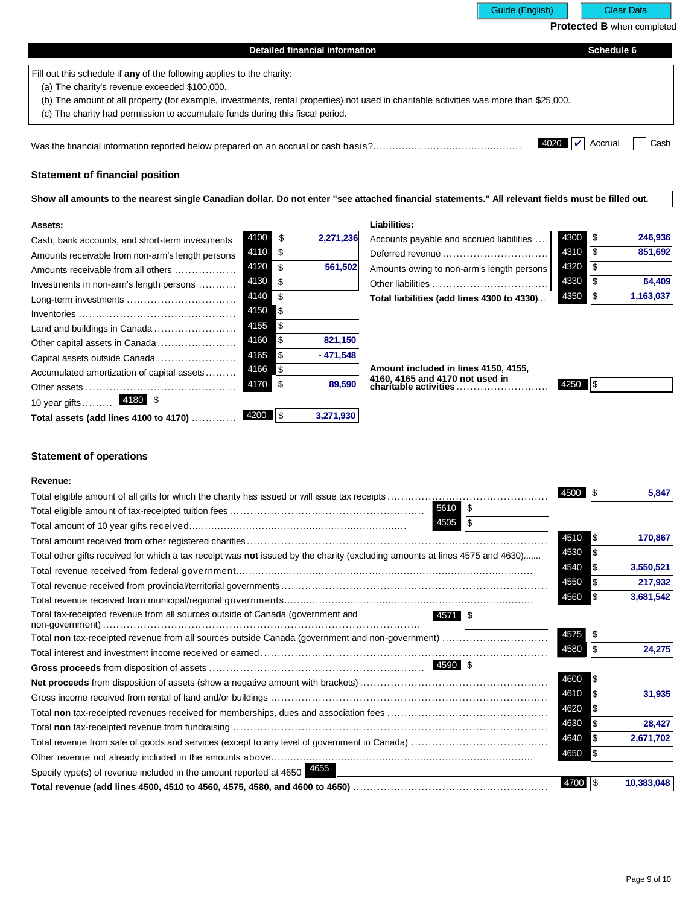Protected B when completed

## Detailed financial information — Schedule 6

Fill out this schedule if **any** of the following applies to the charity:

(a) The charity's revenue exceeded $100,000.
(b) The amount of all property (for example, investments, rental properties) not used in charitable activities was more than $25,000.
(c) The charity had permission to accumulate funds during this fiscal period.

Was the financial information reported below prepared on an accrual or cash basis? 4020 ☑ Accrual ☐ Cash

### Statement of financial position

**Show all amounts to the nearest single Canadian dollar. Do not enter "see attached financial statements." All relevant fields must be filled out.**

**Assets:**

| Item | Line | Amount |
|---|---|---|
| Cash, bank accounts, and short-term investments | 4100 | $ 2,271,236 |
| Amounts receivable from non-arm's length persons | 4110 | $ |
| Amounts receivable from all others | 4120 | $ 561,502 |
| Investments in non-arm's length persons | 4130 | $ |
| Long-term investments | 4140 | $ |
| Inventories | 4150 | $ |
| Land and buildings in Canada | 4155 | $ |
| Other capital assets in Canada | 4160 | $ 821,150 |
| Capital assets outside Canada | 4165 | $ - 471,548 |
| Accumulated amortization of capital assets | 4166 | $ |
| Other assets | 4170 | $ 89,590 |
| 10 year gifts | 4180 | $ |
| **Total assets (add lines 4100 to 4170)** | 4200 | $ 3,271,930 |

**Liabilities:**

| Item | Line | Amount |
|---|---|---|
| Accounts payable and accrued liabilities | 4300 | $ 246,936 |
| Deferred revenue | 4310 | $ 851,692 |
| Amounts owing to non-arm's length persons | 4320 | $ |
| Other liabilities | 4330 | $ 64,409 |
| **Total liabilities (add lines 4300 to 4330)** | 4350 | $ 1,163,037 |
| **Amount included in lines 4150, 4155, 4160, 4165 and 4170 not used in charitable activities** | 4250 | $ |

### Statement of operations

**Revenue:**

| Item | Line | Amount |
|---|---|---|
| Total eligible amount of all gifts for which the charity has issued or will issue tax receipts | 4500 | $ 5,847 |
| Total eligible amount of tax-receipted tuition fees | 5610 | $ |
| Total amount of 10 year gifts received | 4505 | $ |
| Total amount received from other registered charities | 4510 | $ 170,867 |
| Total other gifts received for which a tax receipt was **not** issued by the charity (excluding amounts at lines 4575 and 4630) | 4530 | $ |
| Total revenue received from federal government | 4540 | $ 3,550,521 |
| Total revenue received from provincial/territorial governments | 4550 | $ 217,932 |
| Total revenue received from municipal/regional governments | 4560 | $ 3,681,542 |
| Total tax-receipted revenue from all sources outside of Canada (government and non-government) | 4571 | $ |
| Total **non** tax-receipted revenue from all sources outside Canada (government and non-government) | 4575 | $ |
| Total interest and investment income received or earned | 4580 | $ 24,275 |
| **Gross proceeds** from disposition of assets | 4590 | $ |
| **Net proceeds** from disposition of assets (show a negative amount with brackets) | 4600 | $ |
| Gross income received from rental of land and/or buildings | 4610 | $ 31,935 |
| Total **non** tax-receipted revenues received for memberships, dues and association fees | 4620 | $ |
| Total **non** tax-receipted revenue from fundraising | 4630 | $ 28,427 |
| Total revenue from sale of goods and services (except to any level of government in Canada) | 4640 | $ 2,671,702 |
| Other revenue not already included in the amounts above | 4650 | $ |
| Specify type(s) of revenue included in the amount reported at 4650 | 4655 | |
| **Total revenue (add lines 4500, 4510 to 4560, 4575, 4580, and 4600 to 4650)** | 4700 | $ 10,383,048 |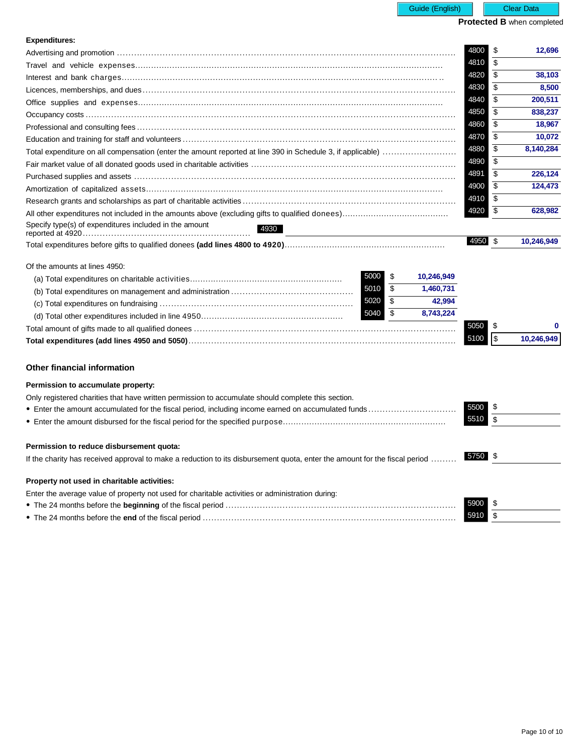Guide (English) | Clear Data

**Protected B** when completed

**Expenditures:**

| | | |
|---|---|---|
| Advertising and promotion | 4800 | $ 12,696 |
| Travel and vehicle expenses | 4810 | $ |
| Interest and bank charges | 4820 | $ 38,103 |
| Licences, memberships, and dues | 4830 | $ 8,500 |
| Office supplies and expenses | 4840 | $ 200,511 |
| Occupancy costs | 4850 | $ 838,237 |
| Professional and consulting fees | 4860 | $ 18,967 |
| Education and training for staff and volunteers | 4870 | $ 10,072 |
| Total expenditure on all compensation (enter the amount reported at line 390 in Schedule 3, if applicable) | 4880 | $ 8,140,284 |
| Fair market value of all donated goods used in charitable activities | 4890 | $ |
| Purchased supplies and assets | 4891 | $ 226,124 |
| Amortization of capitalized assets | 4900 | $ 124,473 |
| Research grants and scholarships as part of charitable activities | 4910 | $ |
| All other expenditures not included in the amounts above (excluding gifts to qualified donees) | 4920 | $ 628,982 |
| Specify type(s) of expenditures included in the amount reported at 4920 | 4930 | |
| Total expenditures before gifts to qualified donees **(add lines 4800 to 4920)** | 4950 | $ 10,246,949 |

Of the amounts at lines 4950:

| | | |
|---|---|---|
| (a) Total expenditures on charitable activities | 5000 | $ 10,246,949 |
| (b) Total expenditures on management and administration | 5010 | $ 1,460,731 |
| (c) Total expenditures on fundraising | 5020 | $ 42,994 |
| (d) Total other expenditures included in line 4950 | 5040 | $ 8,743,224 |

| | | |
|---|---|---|
| Total amount of gifts made to all qualified donees | 5050 | $ 0 |
| **Total expenditures (add lines 4950 and 5050)** | 5100 | $ 10,246,949 |

## Other financial information

**Permission to accumulate property:**

Only registered charities that have written permission to accumulate should complete this section.

- Enter the amount accumulated for the fiscal period, including income earned on accumulated funds — 5500 $
- Enter the amount disbursed for the fiscal period for the specified purpose — 5510 $

**Permission to reduce disbursement quota:**

If the charity has received approval to make a reduction to its disbursement quota, enter the amount for the fiscal period — 5750 $

**Property not used in charitable activities:**

Enter the average value of property not used for charitable activities or administration during:

- The 24 months before the **beginning** of the fiscal period — 5900 $
- The 24 months before the **end** of the fiscal period — 5910 $